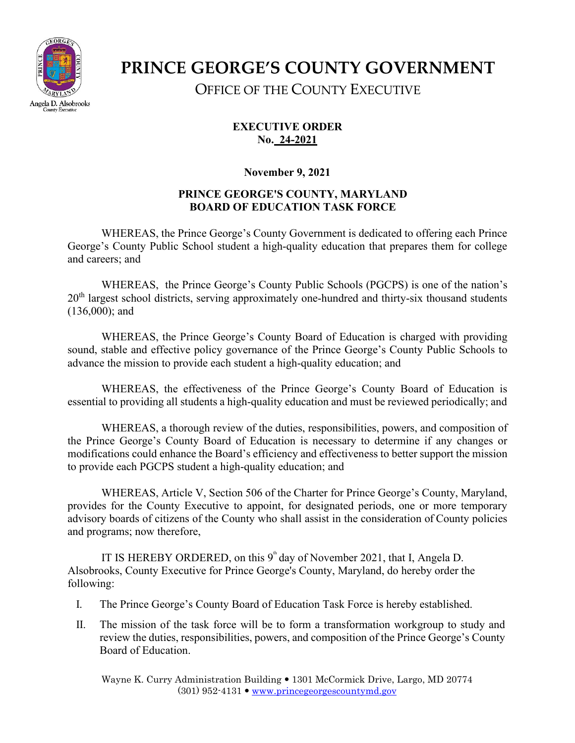# PRINCE GEORGE'S COUNTY GOVERNMENT

OFFICE OF THE COUNTY EXECUTIVE

Angela D. Alsobrooks
County Executive

**EXECUTIVE ORDER**
**No. 24-2021**

**November 9, 2021**

**PRINCE GEORGE'S COUNTY, MARYLAND**
**BOARD OF EDUCATION TASK FORCE**

WHEREAS, the Prince George's County Government is dedicated to offering each Prince George's County Public School student a high-quality education that prepares them for college and careers; and

WHEREAS, the Prince George's County Public Schools (PGCPS) is one of the nation's 20th largest school districts, serving approximately one-hundred and thirty-six thousand students (136,000); and

WHEREAS, the Prince George's County Board of Education is charged with providing sound, stable and effective policy governance of the Prince George's County Public Schools to advance the mission to provide each student a high-quality education; and

WHEREAS, the effectiveness of the Prince George's County Board of Education is essential to providing all students a high-quality education and must be reviewed periodically; and

WHEREAS, a thorough review of the duties, responsibilities, powers, and composition of the Prince George's County Board of Education is necessary to determine if any changes or modifications could enhance the Board's efficiency and effectiveness to better support the mission to provide each PGCPS student a high-quality education; and

WHEREAS, Article V, Section 506 of the Charter for Prince George's County, Maryland, provides for the County Executive to appoint, for designated periods, one or more temporary advisory boards of citizens of the County who shall assist in the consideration of County policies and programs; now therefore,

IT IS HEREBY ORDERED, on this 9th day of November 2021, that I, Angela D. Alsobrooks, County Executive for Prince George's County, Maryland, do hereby order the following:

I. The Prince George's County Board of Education Task Force is hereby established.

II. The mission of the task force will be to form a transformation workgroup to study and review the duties, responsibilities, powers, and composition of the Prince George's County Board of Education.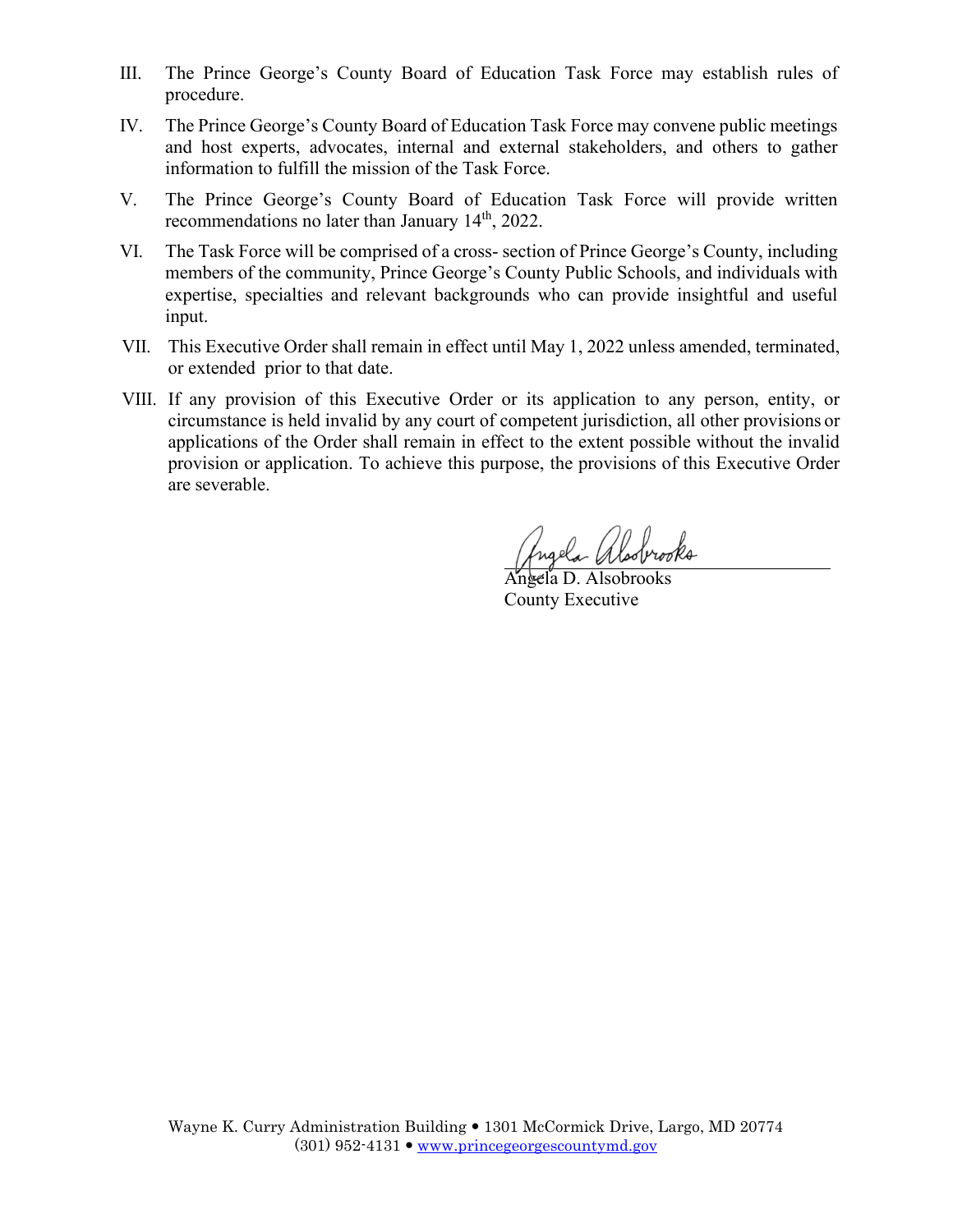III. The Prince George's County Board of Education Task Force may establish rules of procedure.

IV. The Prince George's County Board of Education Task Force may convene public meetings and host experts, advocates, internal and external stakeholders, and others to gather information to fulfill the mission of the Task Force.

V. The Prince George's County Board of Education Task Force will provide written recommendations no later than January 14th, 2022.

VI. The Task Force will be comprised of a cross- section of Prince George's County, including members of the community, Prince George's County Public Schools, and individuals with expertise, specialties and relevant backgrounds who can provide insightful and useful input.

VII. This Executive Order shall remain in effect until May 1, 2022 unless amended, terminated, or extended prior to that date.

VIII. If any provision of this Executive Order or its application to any person, entity, or circumstance is held invalid by any court of competent jurisdiction, all other provisions or applications of the Order shall remain in effect to the extent possible without the invalid provision or application. To achieve this purpose, the provisions of this Executive Order are severable.

Angela Alsobrooks

Angela D. Alsobrooks
County Executive

Wayne K. Curry Administration Building • 1301 McCormick Drive, Largo, MD 20774
(301) 952-4131 • www.princegeorgescountymd.gov